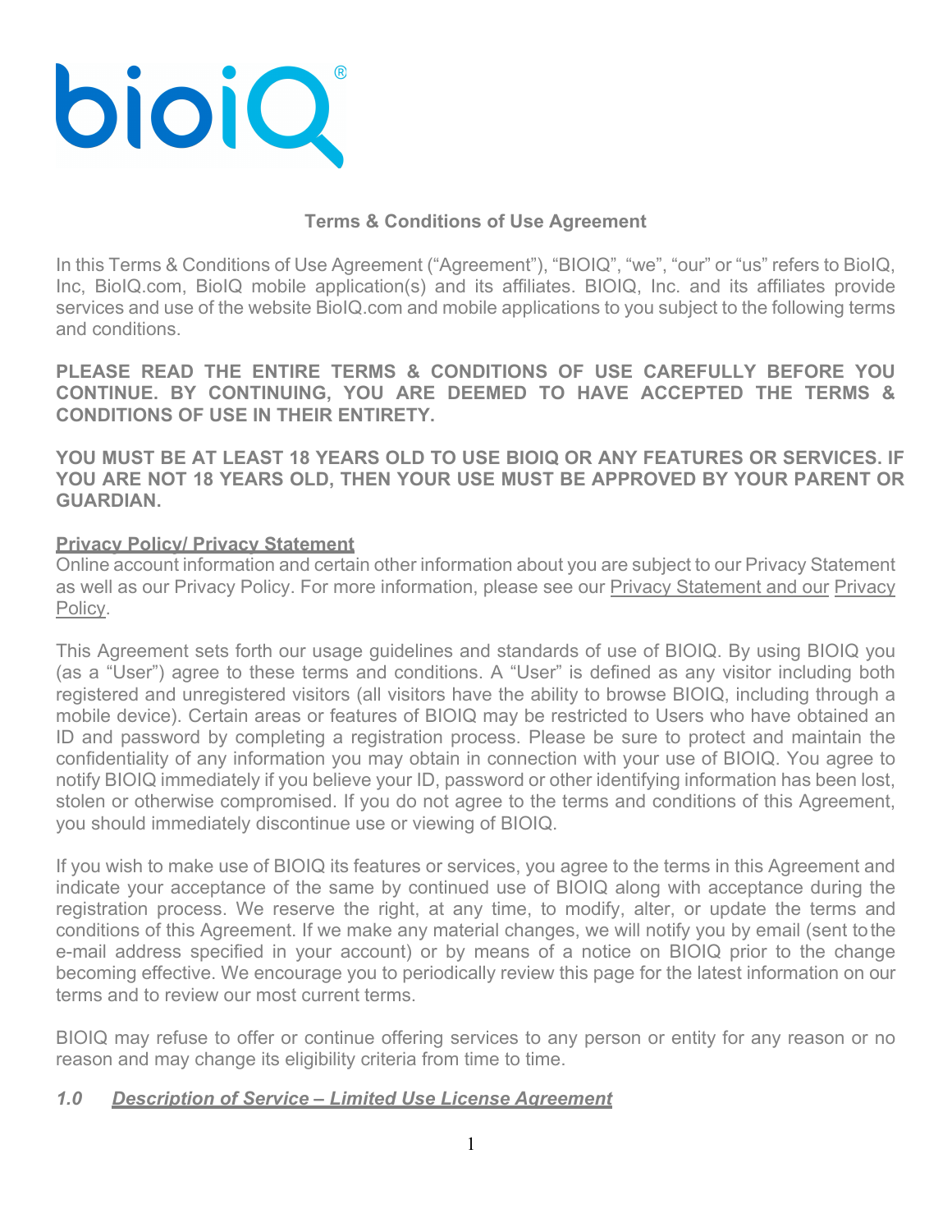# Terms & Conditions of Use Agreement

In this Terms & Conditions of Use Agreement ("Agreement"), "BIOIQ", "we", "our" or "us" refers to BioIQ, Inc, BioIQ.com, BioIQ mobile application(s) and its affiliates. BIOIQ, Inc. and its affiliates provide services and use of the website BioIQ.com and mobile applications to you subject to the following terms and conditions.

**PLEASE READ THE ENTIRE TERMS & CONDITIONS OF USE CAREFULLY BEFORE YOU CONTINUE. BY CONTINUING, YOU ARE DEEMED TO HAVE ACCEPTED THE TERMS & CONDITIONS OF USE IN THEIR ENTIRETY.**

**YOU MUST BE AT LEAST 18 YEARS OLD TO USE BIOIQ OR ANY FEATURES OR SERVICES. IF YOU ARE NOT 18 YEARS OLD, THEN YOUR USE MUST BE APPROVED BY YOUR PARENT OR GUARDIAN.**

**Privacy Policy/ Privacy Statement**

Online account information and certain other information about you are subject to our Privacy Statement as well as our Privacy Policy. For more information, please see our Privacy Statement and our Privacy Policy.

This Agreement sets forth our usage guidelines and standards of use of BIOIQ. By using BIOIQ you (as a "User") agree to these terms and conditions. A "User" is defined as any visitor including both registered and unregistered visitors (all visitors have the ability to browse BIOIQ, including through a mobile device). Certain areas or features of BIOIQ may be restricted to Users who have obtained an ID and password by completing a registration process. Please be sure to protect and maintain the confidentiality of any information you may obtain in connection with your use of BIOIQ. You agree to notify BIOIQ immediately if you believe your ID, password or other identifying information has been lost, stolen or otherwise compromised. If you do not agree to the terms and conditions of this Agreement, you should immediately discontinue use or viewing of BIOIQ.

If you wish to make use of BIOIQ its features or services, you agree to the terms in this Agreement and indicate your acceptance of the same by continued use of BIOIQ along with acceptance during the registration process. We reserve the right, at any time, to modify, alter, or update the terms and conditions of this Agreement. If we make any material changes, we will notify you by email (sent to the e-mail address specified in your account) or by means of a notice on BIOIQ prior to the change becoming effective. We encourage you to periodically review this page for the latest information on our terms and to review our most current terms.

BIOIQ may refuse to offer or continue offering services to any person or entity for any reason or no reason and may change its eligibility criteria from time to time.

## *1.0 Description of Service – Limited Use License Agreement*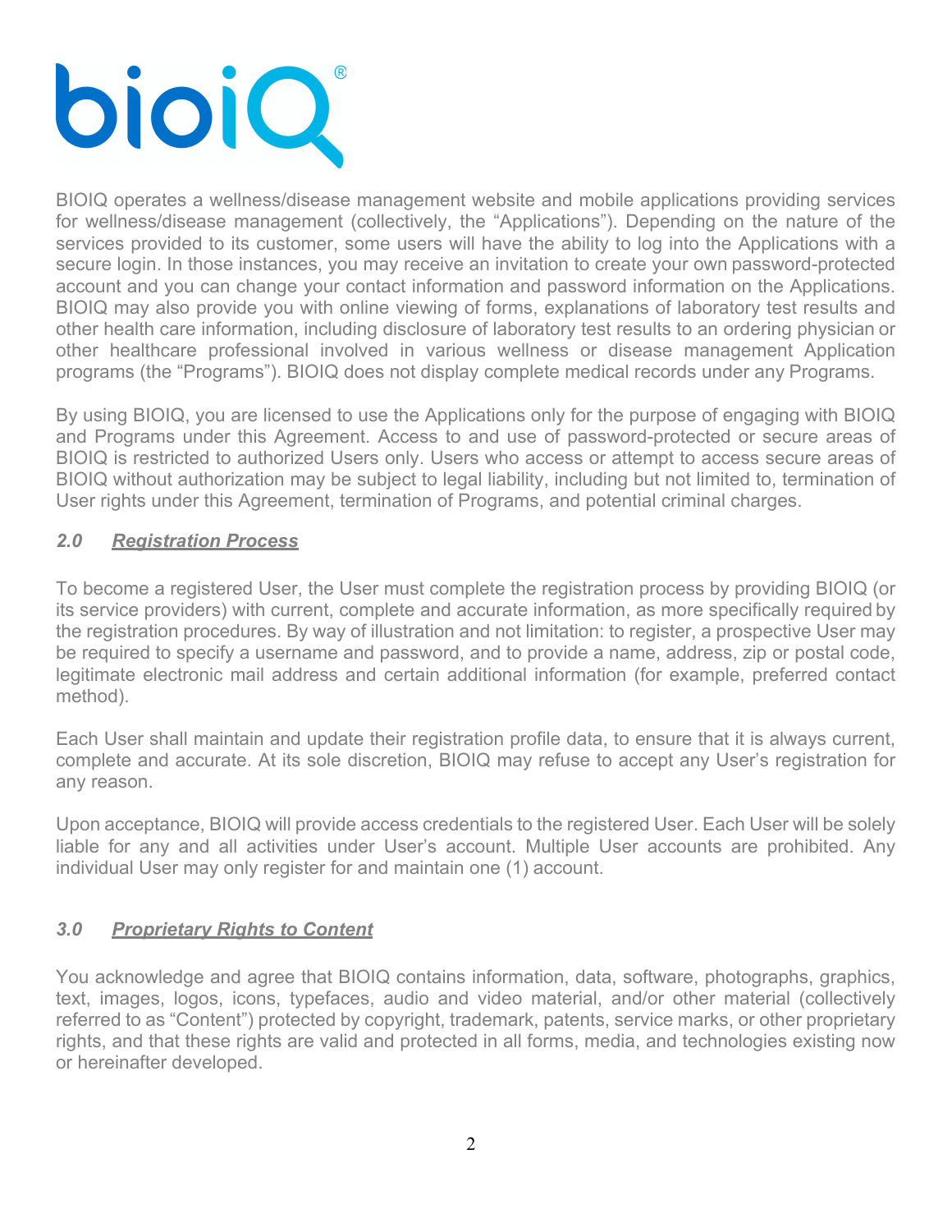BIOIQ operates a wellness/disease management website and mobile applications providing services for wellness/disease management (collectively, the "Applications"). Depending on the nature of the services provided to its customer, some users will have the ability to log into the Applications with a secure login. In those instances, you may receive an invitation to create your own password-protected account and you can change your contact information and password information on the Applications. BIOIQ may also provide you with online viewing of forms, explanations of laboratory test results and other health care information, including disclosure of laboratory test results to an ordering physician or other healthcare professional involved in various wellness or disease management Application programs (the "Programs"). BIOIQ does not display complete medical records under any Programs.

By using BIOIQ, you are licensed to use the Applications only for the purpose of engaging with BIOIQ and Programs under this Agreement. Access to and use of password-protected or secure areas of BIOIQ is restricted to authorized Users only. Users who access or attempt to access secure areas of BIOIQ without authorization may be subject to legal liability, including but not limited to, termination of User rights under this Agreement, termination of Programs, and potential criminal charges.

## *2.0 Registration Process*

To become a registered User, the User must complete the registration process by providing BIOIQ (or its service providers) with current, complete and accurate information, as more specifically required by the registration procedures. By way of illustration and not limitation: to register, a prospective User may be required to specify a username and password, and to provide a name, address, zip or postal code, legitimate electronic mail address and certain additional information (for example, preferred contact method).

Each User shall maintain and update their registration profile data, to ensure that it is always current, complete and accurate. At its sole discretion, BIOIQ may refuse to accept any User's registration for any reason.

Upon acceptance, BIOIQ will provide access credentials to the registered User. Each User will be solely liable for any and all activities under User's account. Multiple User accounts are prohibited. Any individual User may only register for and maintain one (1) account.

## *3.0 Proprietary Rights to Content*

You acknowledge and agree that BIOIQ contains information, data, software, photographs, graphics, text, images, logos, icons, typefaces, audio and video material, and/or other material (collectively referred to as "Content") protected by copyright, trademark, patents, service marks, or other proprietary rights, and that these rights are valid and protected in all forms, media, and technologies existing now or hereinafter developed.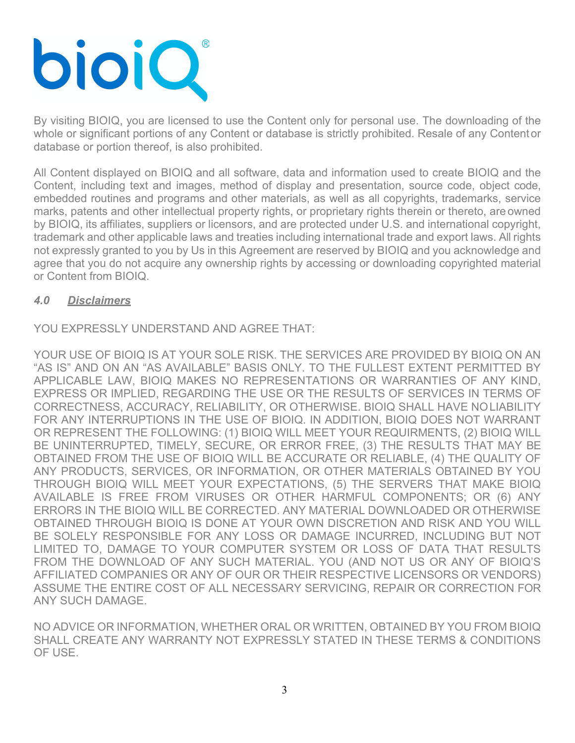By visiting BIOIQ, you are licensed to use the Content only for personal use. The downloading of the whole or significant portions of any Content or database is strictly prohibited. Resale of any Content or database or portion thereof, is also prohibited.

All Content displayed on BIOIQ and all software, data and information used to create BIOIQ and the Content, including text and images, method of display and presentation, source code, object code, embedded routines and programs and other materials, as well as all copyrights, trademarks, service marks, patents and other intellectual property rights, or proprietary rights therein or thereto, are owned by BIOIQ, its affiliates, suppliers or licensors, and are protected under U.S. and international copyright, trademark and other applicable laws and treaties including international trade and export laws. All rights not expressly granted to you by Us in this Agreement are reserved by BIOIQ and you acknowledge and agree that you do not acquire any ownership rights by accessing or downloading copyrighted material or Content from BIOIQ.

### *4.0 <u>Disclaimers</u>*

YOU EXPRESSLY UNDERSTAND AND AGREE THAT:

YOUR USE OF BIOIQ IS AT YOUR SOLE RISK. THE SERVICES ARE PROVIDED BY BIOIQ ON AN "AS IS" AND ON AN "AS AVAILABLE" BASIS ONLY. TO THE FULLEST EXTENT PERMITTED BY APPLICABLE LAW, BIOIQ MAKES NO REPRESENTATIONS OR WARRANTIES OF ANY KIND, EXPRESS OR IMPLIED, REGARDING THE USE OR THE RESULTS OF SERVICES IN TERMS OF CORRECTNESS, ACCURACY, RELIABILITY, OR OTHERWISE. BIOIQ SHALL HAVE NO LIABILITY FOR ANY INTERRUPTIONS IN THE USE OF BIOIQ. IN ADDITION, BIOIQ DOES NOT WARRANT OR REPRESENT THE FOLLOWING: (1) BIOIQ WILL MEET YOUR REQUIRMENTS, (2) BIOIQ WILL BE UNINTERRUPTED, TIMELY, SECURE, OR ERROR FREE, (3) THE RESULTS THAT MAY BE OBTAINED FROM THE USE OF BIOIQ WILL BE ACCURATE OR RELIABLE, (4) THE QUALITY OF ANY PRODUCTS, SERVICES, OR INFORMATION, OR OTHER MATERIALS OBTAINED BY YOU THROUGH BIOIQ WILL MEET YOUR EXPECTATIONS, (5) THE SERVERS THAT MAKE BIOIQ AVAILABLE IS FREE FROM VIRUSES OR OTHER HARMFUL COMPONENTS; OR (6) ANY ERRORS IN THE BIOIQ WILL BE CORRECTED. ANY MATERIAL DOWNLOADED OR OTHERWISE OBTAINED THROUGH BIOIQ IS DONE AT YOUR OWN DISCRETION AND RISK AND YOU WILL BE SOLELY RESPONSIBLE FOR ANY LOSS OR DAMAGE INCURRED, INCLUDING BUT NOT LIMITED TO, DAMAGE TO YOUR COMPUTER SYSTEM OR LOSS OF DATA THAT RESULTS FROM THE DOWNLOAD OF ANY SUCH MATERIAL. YOU (AND NOT US OR ANY OF BIOIQ'S AFFILIATED COMPANIES OR ANY OF OUR OR THEIR RESPECTIVE LICENSORS OR VENDORS) ASSUME THE ENTIRE COST OF ALL NECESSARY SERVICING, REPAIR OR CORRECTION FOR ANY SUCH DAMAGE.

NO ADVICE OR INFORMATION, WHETHER ORAL OR WRITTEN, OBTAINED BY YOU FROM BIOIQ SHALL CREATE ANY WARRANTY NOT EXPRESSLY STATED IN THESE TERMS & CONDITIONS OF USE.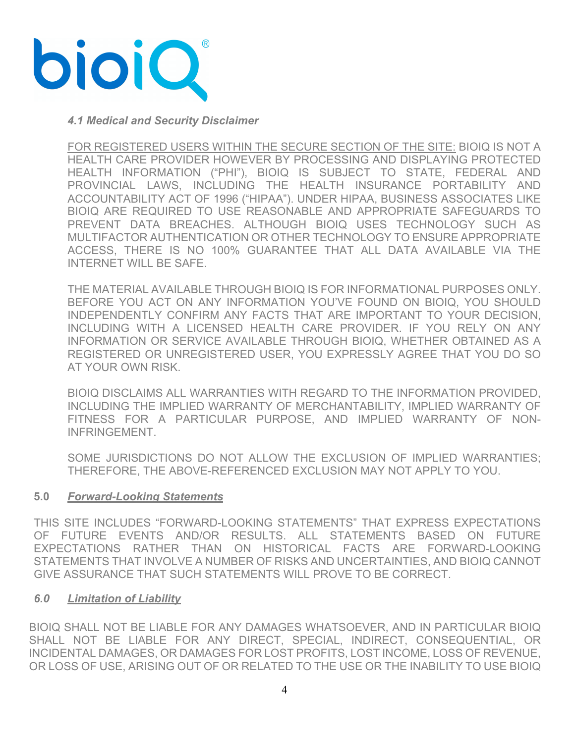### *4.1 Medical and Security Disclaimer*

FOR REGISTERED USERS WITHIN THE SECURE SECTION OF THE SITE: BIOIQ IS NOT A HEALTH CARE PROVIDER HOWEVER BY PROCESSING AND DISPLAYING PROTECTED HEALTH INFORMATION ("PHI"), BIOIQ IS SUBJECT TO STATE, FEDERAL AND PROVINCIAL LAWS, INCLUDING THE HEALTH INSURANCE PORTABILITY AND ACCOUNTABILITY ACT OF 1996 ("HIPAA"). UNDER HIPAA, BUSINESS ASSOCIATES LIKE BIOIQ ARE REQUIRED TO USE REASONABLE AND APPROPRIATE SAFEGUARDS TO PREVENT DATA BREACHES. ALTHOUGH BIOIQ USES TECHNOLOGY SUCH AS MULTIFACTOR AUTHENTICATION OR OTHER TECHNOLOGY TO ENSURE APPROPRIATE ACCESS, THERE IS NO 100% GUARANTEE THAT ALL DATA AVAILABLE VIA THE INTERNET WILL BE SAFE.

THE MATERIAL AVAILABLE THROUGH BIOIQ IS FOR INFORMATIONAL PURPOSES ONLY. BEFORE YOU ACT ON ANY INFORMATION YOU'VE FOUND ON BIOIQ, YOU SHOULD INDEPENDENTLY CONFIRM ANY FACTS THAT ARE IMPORTANT TO YOUR DECISION, INCLUDING WITH A LICENSED HEALTH CARE PROVIDER. IF YOU RELY ON ANY INFORMATION OR SERVICE AVAILABLE THROUGH BIOIQ, WHETHER OBTAINED AS A REGISTERED OR UNREGISTERED USER, YOU EXPRESSLY AGREE THAT YOU DO SO AT YOUR OWN RISK.

BIOIQ DISCLAIMS ALL WARRANTIES WITH REGARD TO THE INFORMATION PROVIDED, INCLUDING THE IMPLIED WARRANTY OF MERCHANTABILITY, IMPLIED WARRANTY OF FITNESS FOR A PARTICULAR PURPOSE, AND IMPLIED WARRANTY OF NON-INFRINGEMENT.

SOME JURISDICTIONS DO NOT ALLOW THE EXCLUSION OF IMPLIED WARRANTIES; THEREFORE, THE ABOVE-REFERENCED EXCLUSION MAY NOT APPLY TO YOU.

## 5.0 ***Forward-Looking Statements***

THIS SITE INCLUDES "FORWARD-LOOKING STATEMENTS" THAT EXPRESS EXPECTATIONS OF FUTURE EVENTS AND/OR RESULTS. ALL STATEMENTS BASED ON FUTURE EXPECTATIONS RATHER THAN ON HISTORICAL FACTS ARE FORWARD-LOOKING STATEMENTS THAT INVOLVE A NUMBER OF RISKS AND UNCERTAINTIES, AND BIOIQ CANNOT GIVE ASSURANCE THAT SUCH STATEMENTS WILL PROVE TO BE CORRECT.

## *6.0* ***Limitation of Liability***

BIOIQ SHALL NOT BE LIABLE FOR ANY DAMAGES WHATSOEVER, AND IN PARTICULAR BIOIQ SHALL NOT BE LIABLE FOR ANY DIRECT, SPECIAL, INDIRECT, CONSEQUENTIAL, OR INCIDENTAL DAMAGES, OR DAMAGES FOR LOST PROFITS, LOST INCOME, LOSS OF REVENUE, OR LOSS OF USE, ARISING OUT OF OR RELATED TO THE USE OR THE INABILITY TO USE BIOIQ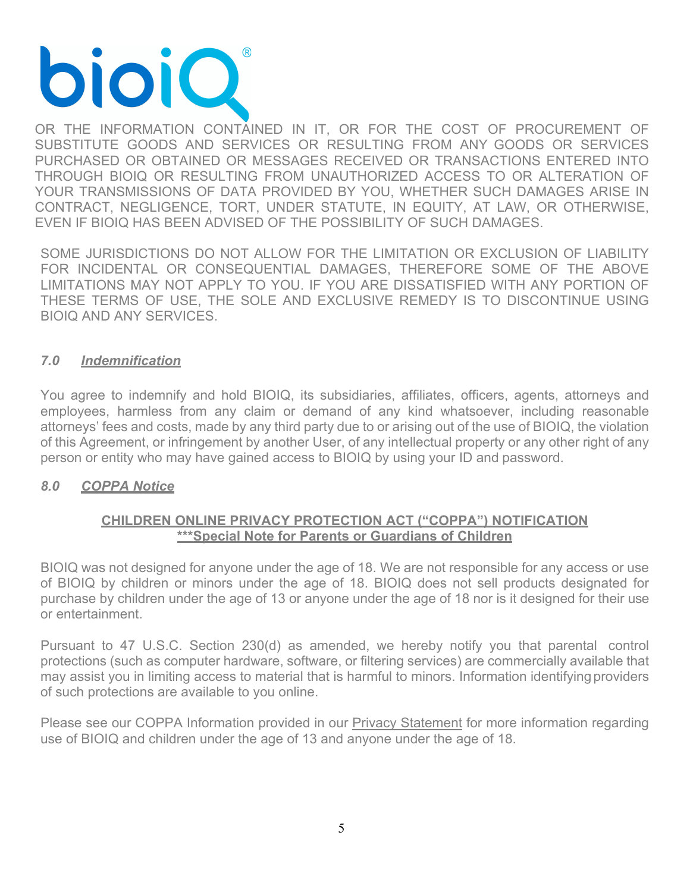OR THE INFORMATION CONTAINED IN IT, OR FOR THE COST OF PROCUREMENT OF SUBSTITUTE GOODS AND SERVICES OR RESULTING FROM ANY GOODS OR SERVICES PURCHASED OR OBTAINED OR MESSAGES RECEIVED OR TRANSACTIONS ENTERED INTO THROUGH BIOIQ OR RESULTING FROM UNAUTHORIZED ACCESS TO OR ALTERATION OF YOUR TRANSMISSIONS OF DATA PROVIDED BY YOU, WHETHER SUCH DAMAGES ARISE IN CONTRACT, NEGLIGENCE, TORT, UNDER STATUTE, IN EQUITY, AT LAW, OR OTHERWISE, EVEN IF BIOIQ HAS BEEN ADVISED OF THE POSSIBILITY OF SUCH DAMAGES.

SOME JURISDICTIONS DO NOT ALLOW FOR THE LIMITATION OR EXCLUSION OF LIABILITY FOR INCIDENTAL OR CONSEQUENTIAL DAMAGES, THEREFORE SOME OF THE ABOVE LIMITATIONS MAY NOT APPLY TO YOU. IF YOU ARE DISSATISFIED WITH ANY PORTION OF THESE TERMS OF USE, THE SOLE AND EXCLUSIVE REMEDY IS TO DISCONTINUE USING BIOIQ AND ANY SERVICES.

### *7.0 Indemnification*

You agree to indemnify and hold BIOIQ, its subsidiaries, affiliates, officers, agents, attorneys and employees, harmless from any claim or demand of any kind whatsoever, including reasonable attorneys' fees and costs, made by any third party due to or arising out of the use of BIOIQ, the violation of this Agreement, or infringement by another User, of any intellectual property or any other right of any person or entity who may have gained access to BIOIQ by using your ID and password.

### *8.0 COPPA Notice*

**CHILDREN ONLINE PRIVACY PROTECTION ACT ("COPPA") NOTIFICATION**
**\*\*\*Special Note for Parents or Guardians of Children**

BIOIQ was not designed for anyone under the age of 18. We are not responsible for any access or use of BIOIQ by children or minors under the age of 18. BIOIQ does not sell products designated for purchase by children under the age of 13 or anyone under the age of 18 nor is it designed for their use or entertainment.

Pursuant to 47 U.S.C. Section 230(d) as amended, we hereby notify you that parental control protections (such as computer hardware, software, or filtering services) are commercially available that may assist you in limiting access to material that is harmful to minors. Information identifying providers of such protections are available to you online.

Please see our COPPA Information provided in our Privacy Statement for more information regarding use of BIOIQ and children under the age of 13 and anyone under the age of 18.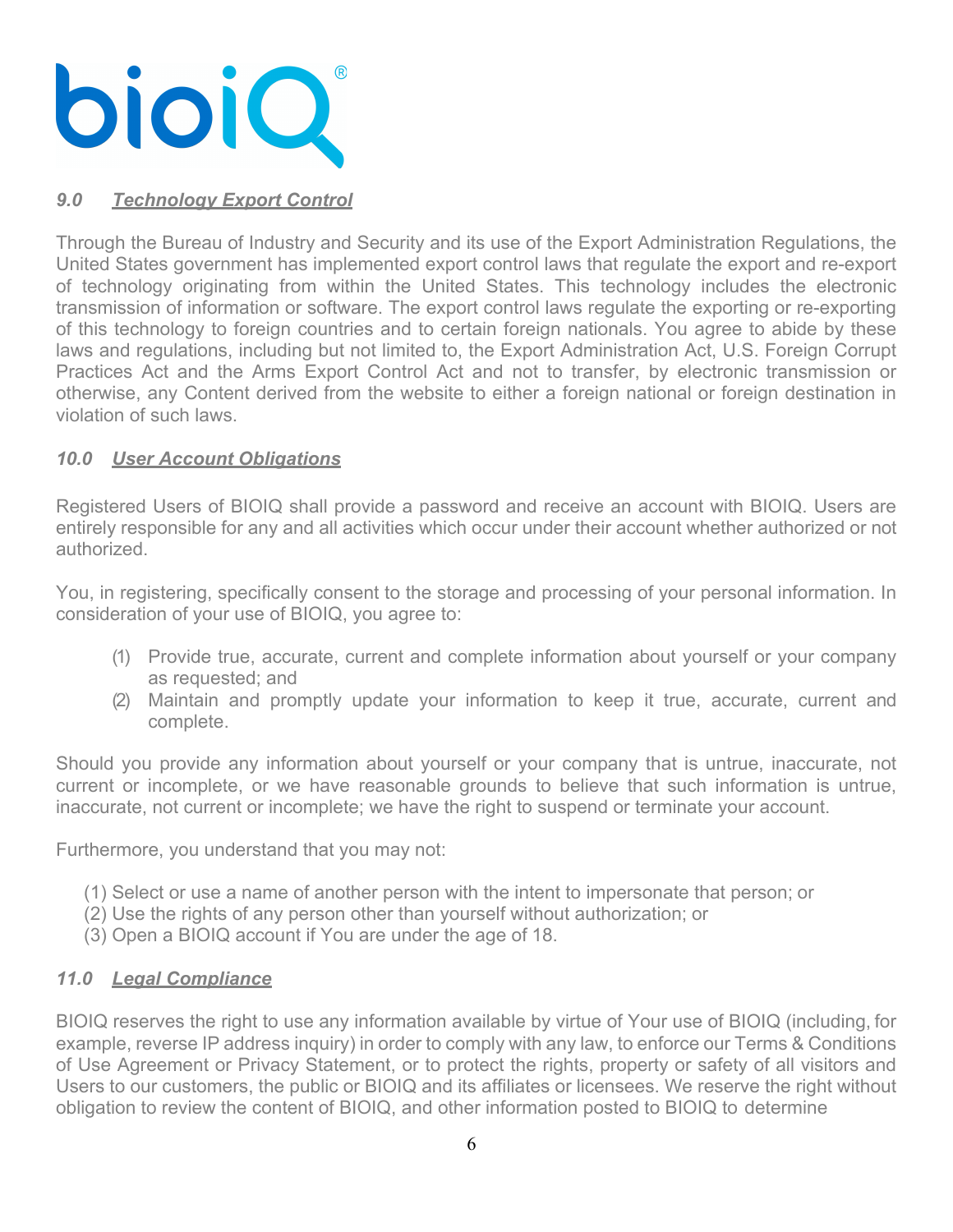### *9.0 Technology Export Control*

Through the Bureau of Industry and Security and its use of the Export Administration Regulations, the United States government has implemented export control laws that regulate the export and re-export of technology originating from within the United States. This technology includes the electronic transmission of information or software. The export control laws regulate the exporting or re-exporting of this technology to foreign countries and to certain foreign nationals. You agree to abide by these laws and regulations, including but not limited to, the Export Administration Act, U.S. Foreign Corrupt Practices Act and the Arms Export Control Act and not to transfer, by electronic transmission or otherwise, any Content derived from the website to either a foreign national or foreign destination in violation of such laws.

### *10.0 User Account Obligations*

Registered Users of BIOIQ shall provide a password and receive an account with BIOIQ. Users are entirely responsible for any and all activities which occur under their account whether authorized or not authorized.

You, in registering, specifically consent to the storage and processing of your personal information. In consideration of your use of BIOIQ, you agree to:

(1) Provide true, accurate, current and complete information about yourself or your company as requested; and
(2) Maintain and promptly update your information to keep it true, accurate, current and complete.

Should you provide any information about yourself or your company that is untrue, inaccurate, not current or incomplete, or we have reasonable grounds to believe that such information is untrue, inaccurate, not current or incomplete; we have the right to suspend or terminate your account.

Furthermore, you understand that you may not:

(1) Select or use a name of another person with the intent to impersonate that person; or
(2) Use the rights of any person other than yourself without authorization; or
(3) Open a BIOIQ account if You are under the age of 18.

### *11.0 Legal Compliance*

BIOIQ reserves the right to use any information available by virtue of Your use of BIOIQ (including, for example, reverse IP address inquiry) in order to comply with any law, to enforce our Terms & Conditions of Use Agreement or Privacy Statement, or to protect the rights, property or safety of all visitors and Users to our customers, the public or BIOIQ and its affiliates or licensees. We reserve the right without obligation to review the content of BIOIQ, and other information posted to BIOIQ to determine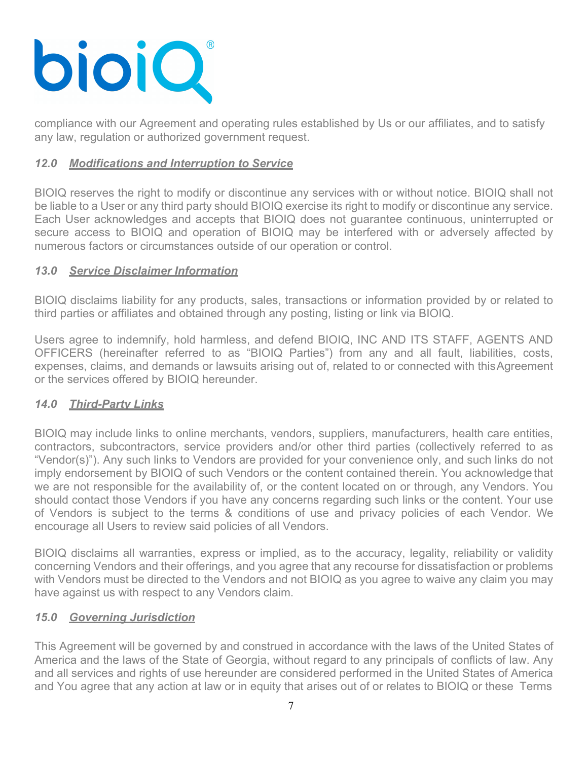compliance with our Agreement and operating rules established by Us or our affiliates, and to satisfy any law, regulation or authorized government request.

### *12.0 Modifications and Interruption to Service*

BIOIQ reserves the right to modify or discontinue any services with or without notice. BIOIQ shall not be liable to a User or any third party should BIOIQ exercise its right to modify or discontinue any service. Each User acknowledges and accepts that BIOIQ does not guarantee continuous, uninterrupted or secure access to BIOIQ and operation of BIOIQ may be interfered with or adversely affected by numerous factors or circumstances outside of our operation or control.

### *13.0 Service Disclaimer Information*

BIOIQ disclaims liability for any products, sales, transactions or information provided by or related to third parties or affiliates and obtained through any posting, listing or link via BIOIQ.

Users agree to indemnify, hold harmless, and defend BIOIQ, INC AND ITS STAFF, AGENTS AND OFFICERS (hereinafter referred to as "BIOIQ Parties") from any and all fault, liabilities, costs, expenses, claims, and demands or lawsuits arising out of, related to or connected with this Agreement or the services offered by BIOIQ hereunder.

### *14.0 Third-Party Links*

BIOIQ may include links to online merchants, vendors, suppliers, manufacturers, health care entities, contractors, subcontractors, service providers and/or other third parties (collectively referred to as "Vendor(s)"). Any such links to Vendors are provided for your convenience only, and such links do not imply endorsement by BIOIQ of such Vendors or the content contained therein. You acknowledge that we are not responsible for the availability of, or the content located on or through, any Vendors. You should contact those Vendors if you have any concerns regarding such links or the content. Your use of Vendors is subject to the terms & conditions of use and privacy policies of each Vendor. We encourage all Users to review said policies of all Vendors.

BIOIQ disclaims all warranties, express or implied, as to the accuracy, legality, reliability or validity concerning Vendors and their offerings, and you agree that any recourse for dissatisfaction or problems with Vendors must be directed to the Vendors and not BIOIQ as you agree to waive any claim you may have against us with respect to any Vendors claim.

### *15.0 Governing Jurisdiction*

This Agreement will be governed by and construed in accordance with the laws of the United States of America and the laws of the State of Georgia, without regard to any principals of conflicts of law. Any and all services and rights of use hereunder are considered performed in the United States of America and You agree that any action at law or in equity that arises out of or relates to BIOIQ or these Terms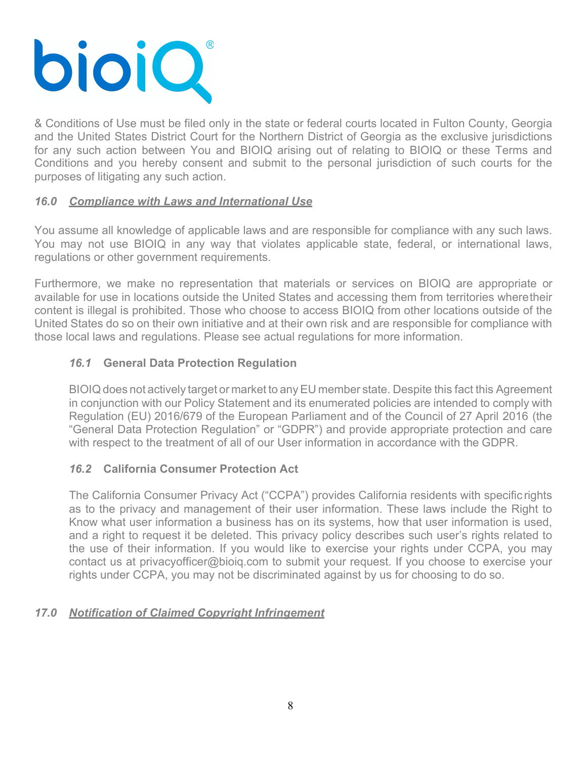& Conditions of Use must be filed only in the state or federal courts located in Fulton County, Georgia and the United States District Court for the Northern District of Georgia as the exclusive jurisdictions for any such action between You and BIOIQ arising out of relating to BIOIQ or these Terms and Conditions and you hereby consent and submit to the personal jurisdiction of such courts for the purposes of litigating any such action.

### *16.0 Compliance with Laws and International Use*

You assume all knowledge of applicable laws and are responsible for compliance with any such laws. You may not use BIOIQ in any way that violates applicable state, federal, or international laws, regulations or other government requirements.

Furthermore, we make no representation that materials or services on BIOIQ are appropriate or available for use in locations outside the United States and accessing them from territories wheretheir content is illegal is prohibited. Those who choose to access BIOIQ from other locations outside of the United States do so on their own initiative and at their own risk and are responsible for compliance with those local laws and regulations. Please see actual regulations for more information.

#### *16.1* General Data Protection Regulation

BIOIQ does not actively target or market to any EU member state. Despite this fact this Agreement in conjunction with our Policy Statement and its enumerated policies are intended to comply with Regulation (EU) 2016/679 of the European Parliament and of the Council of 27 April 2016 (the "General Data Protection Regulation" or "GDPR") and provide appropriate protection and care with respect to the treatment of all of our User information in accordance with the GDPR.

#### *16.2* California Consumer Protection Act

The California Consumer Privacy Act ("CCPA") provides California residents with specific rights as to the privacy and management of their user information. These laws include the Right to Know what user information a business has on its systems, how that user information is used, and a right to request it be deleted. This privacy policy describes such user's rights related to the use of their information. If you would like to exercise your rights under CCPA, you may contact us at privacyofficer@bioiq.com to submit your request. If you choose to exercise your rights under CCPA, you may not be discriminated against by us for choosing to do so.

### *17.0 Notification of Claimed Copyright Infringement*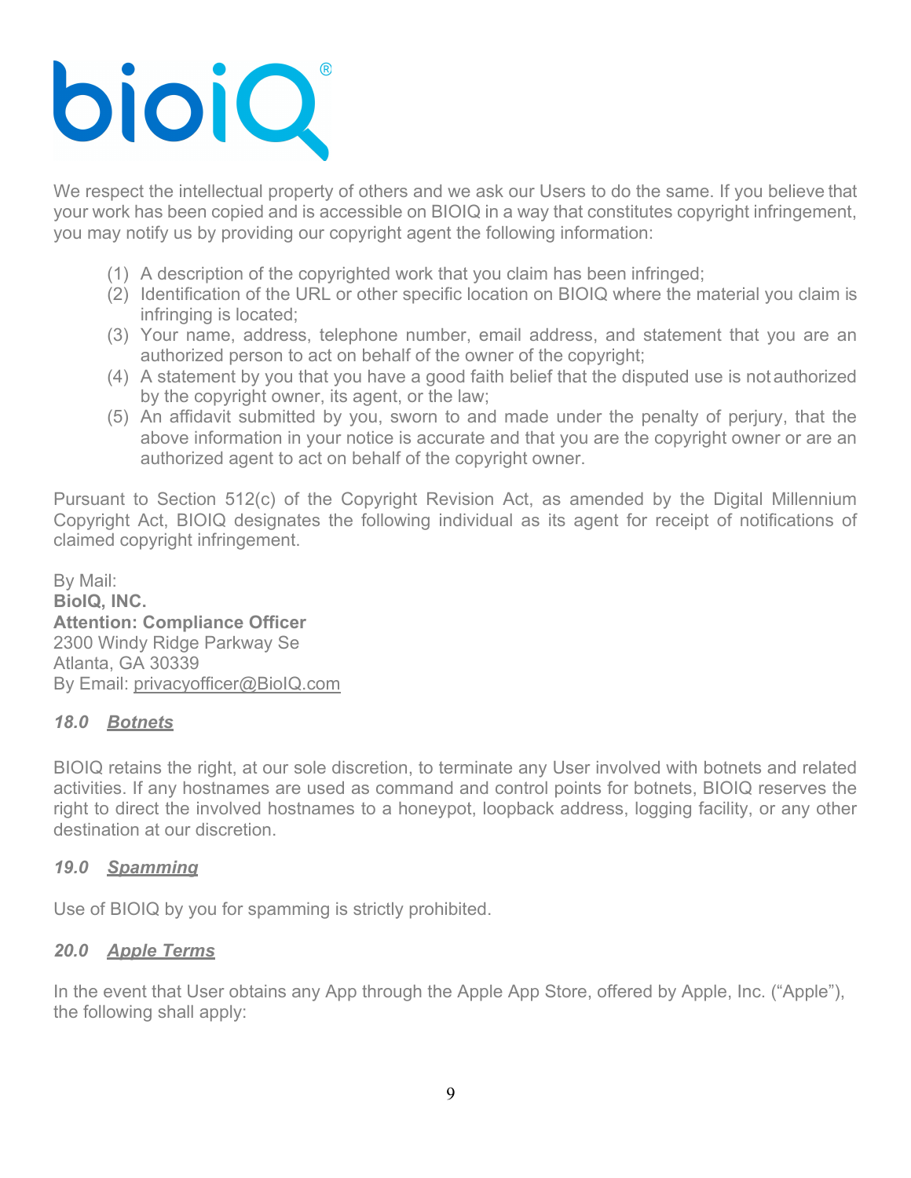We respect the intellectual property of others and we ask our Users to do the same. If you believe that your work has been copied and is accessible on BIOIQ in a way that constitutes copyright infringement, you may notify us by providing our copyright agent the following information:

(1) A description of the copyrighted work that you claim has been infringed;
(2) Identification of the URL or other specific location on BIOIQ where the material you claim is infringing is located;
(3) Your name, address, telephone number, email address, and statement that you are an authorized person to act on behalf of the owner of the copyright;
(4) A statement by you that you have a good faith belief that the disputed use is not authorized by the copyright owner, its agent, or the law;
(5) An affidavit submitted by you, sworn to and made under the penalty of perjury, that the above information in your notice is accurate and that you are the copyright owner or are an authorized agent to act on behalf of the copyright owner.

Pursuant to Section 512(c) of the Copyright Revision Act, as amended by the Digital Millennium Copyright Act, BIOIQ designates the following individual as its agent for receipt of notifications of claimed copyright infringement.

By Mail:
**BioIQ, INC.**
**Attention: Compliance Officer**
2300 Windy Ridge Parkway Se
Atlanta, GA 30339
By Email: privacyofficer@BioIQ.com

### *18.0 Botnets*

BIOIQ retains the right, at our sole discretion, to terminate any User involved with botnets and related activities. If any hostnames are used as command and control points for botnets, BIOIQ reserves the right to direct the involved hostnames to a honeypot, loopback address, logging facility, or any other destination at our discretion.

### *19.0 Spamming*

Use of BIOIQ by you for spamming is strictly prohibited.

### *20.0 Apple Terms*

In the event that User obtains any App through the Apple App Store, offered by Apple, Inc. ("Apple"), the following shall apply: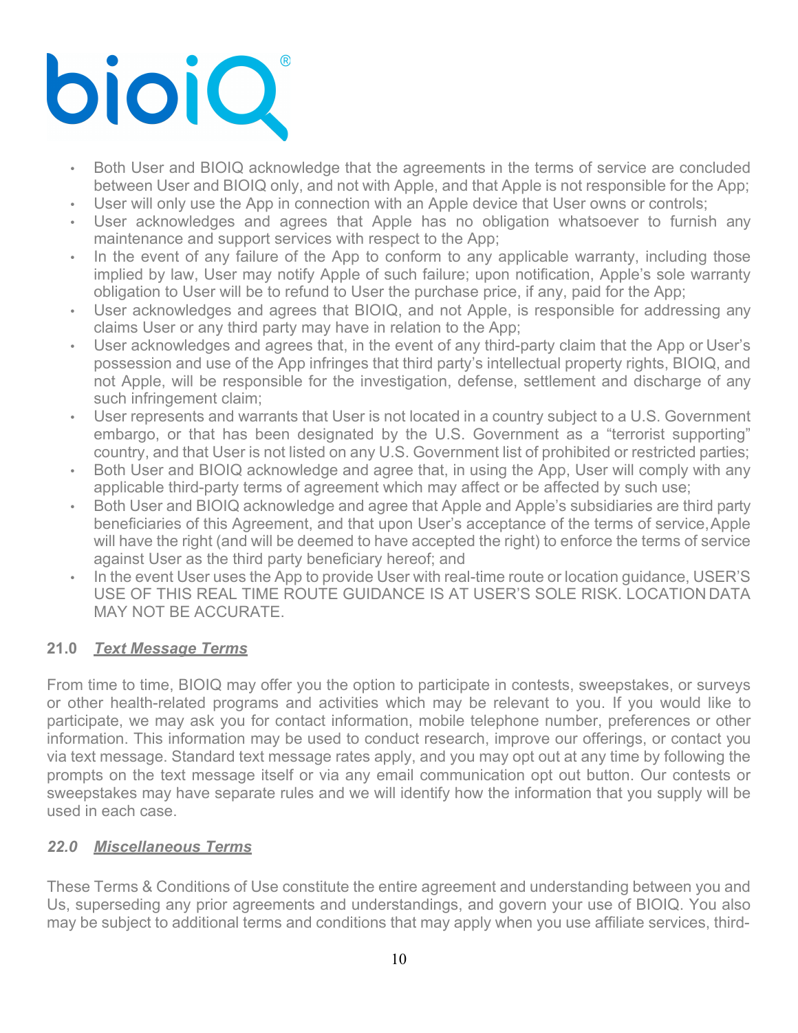- Both User and BIOIQ acknowledge that the agreements in the terms of service are concluded between User and BIOIQ only, and not with Apple, and that Apple is not responsible for the App;
- User will only use the App in connection with an Apple device that User owns or controls;
- User acknowledges and agrees that Apple has no obligation whatsoever to furnish any maintenance and support services with respect to the App;
- In the event of any failure of the App to conform to any applicable warranty, including those implied by law, User may notify Apple of such failure; upon notification, Apple's sole warranty obligation to User will be to refund to User the purchase price, if any, paid for the App;
- User acknowledges and agrees that BIOIQ, and not Apple, is responsible for addressing any claims User or any third party may have in relation to the App;
- User acknowledges and agrees that, in the event of any third-party claim that the App or User's possession and use of the App infringes that third party's intellectual property rights, BIOIQ, and not Apple, will be responsible for the investigation, defense, settlement and discharge of any such infringement claim;
- User represents and warrants that User is not located in a country subject to a U.S. Government embargo, or that has been designated by the U.S. Government as a "terrorist supporting" country, and that User is not listed on any U.S. Government list of prohibited or restricted parties;
- Both User and BIOIQ acknowledge and agree that, in using the App, User will comply with any applicable third-party terms of agreement which may affect or be affected by such use;
- Both User and BIOIQ acknowledge and agree that Apple and Apple's subsidiaries are third party beneficiaries of this Agreement, and that upon User's acceptance of the terms of service, Apple will have the right (and will be deemed to have accepted the right) to enforce the terms of service against User as the third party beneficiary hereof; and
- In the event User uses the App to provide User with real-time route or location guidance, USER'S USE OF THIS REAL TIME ROUTE GUIDANCE IS AT USER'S SOLE RISK. LOCATION DATA MAY NOT BE ACCURATE.

### 21.0 *Text Message Terms*

From time to time, BIOIQ may offer you the option to participate in contests, sweepstakes, or surveys or other health-related programs and activities which may be relevant to you. If you would like to participate, we may ask you for contact information, mobile telephone number, preferences or other information. This information may be used to conduct research, improve our offerings, or contact you via text message. Standard text message rates apply, and you may opt out at any time by following the prompts on the text message itself or via any email communication opt out button. Our contests or sweepstakes may have separate rules and we will identify how the information that you supply will be used in each case.

### *22.0 Miscellaneous Terms*

These Terms & Conditions of Use constitute the entire agreement and understanding between you and Us, superseding any prior agreements and understandings, and govern your use of BIOIQ. You also may be subject to additional terms and conditions that may apply when you use affiliate services, third-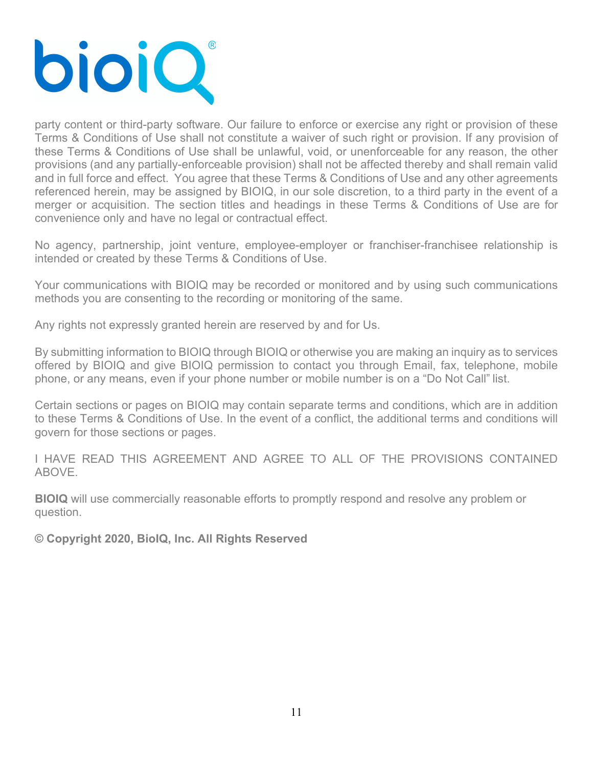party content or third-party software. Our failure to enforce or exercise any right or provision of these Terms & Conditions of Use shall not constitute a waiver of such right or provision. If any provision of these Terms & Conditions of Use shall be unlawful, void, or unenforceable for any reason, the other provisions (and any partially-enforceable provision) shall not be affected thereby and shall remain valid and in full force and effect. You agree that these Terms & Conditions of Use and any other agreements referenced herein, may be assigned by BIOIQ, in our sole discretion, to a third party in the event of a merger or acquisition. The section titles and headings in these Terms & Conditions of Use are for convenience only and have no legal or contractual effect.

No agency, partnership, joint venture, employee-employer or franchiser-franchisee relationship is intended or created by these Terms & Conditions of Use.

Your communications with BIOIQ may be recorded or monitored and by using such communications methods you are consenting to the recording or monitoring of the same.

Any rights not expressly granted herein are reserved by and for Us.

By submitting information to BIOIQ through BIOIQ or otherwise you are making an inquiry as to services offered by BIOIQ and give BIOIQ permission to contact you through Email, fax, telephone, mobile phone, or any means, even if your phone number or mobile number is on a "Do Not Call" list.

Certain sections or pages on BIOIQ may contain separate terms and conditions, which are in addition to these Terms & Conditions of Use. In the event of a conflict, the additional terms and conditions will govern for those sections or pages.

I HAVE READ THIS AGREEMENT AND AGREE TO ALL OF THE PROVISIONS CONTAINED ABOVE.

**BIOIQ** will use commercially reasonable efforts to promptly respond and resolve any problem or question.

**© Copyright 2020, BioIQ, Inc. All Rights Reserved**